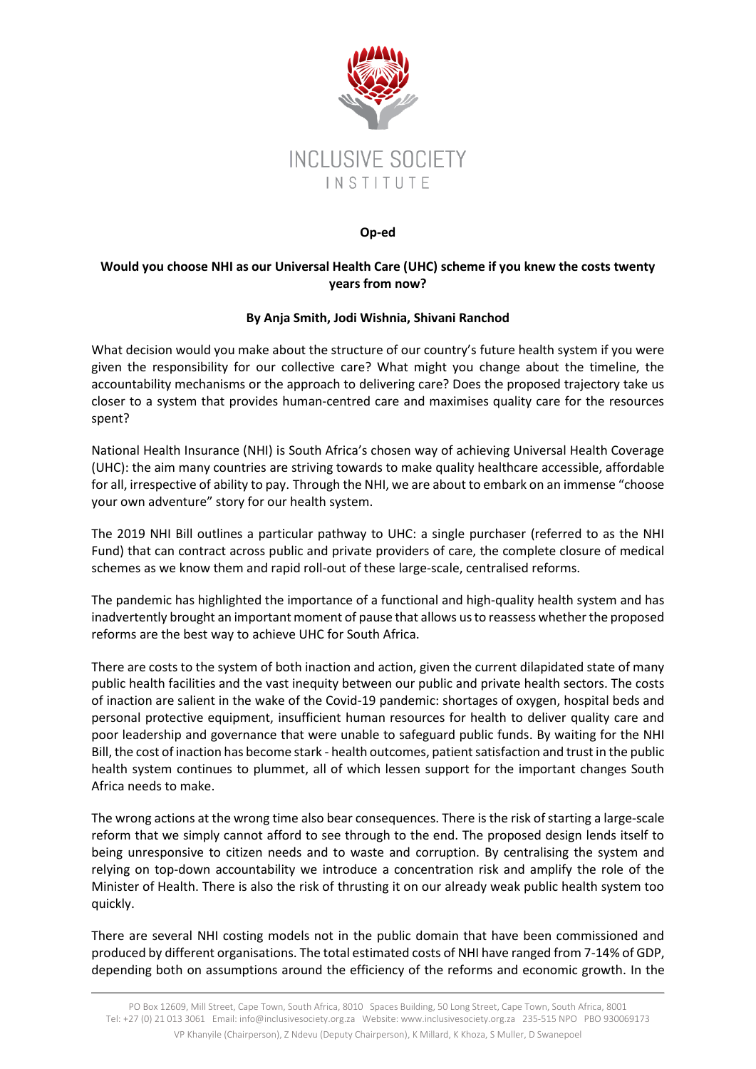**Op-ed**

# Would you choose NHI as our Universal Health Care (UHC) scheme if you knew the costs twenty years from now?

**By Anja Smith, Jodi Wishnia, Shivani Ranchod**

What decision would you make about the structure of our country's future health system if you were given the responsibility for our collective care? What might you change about the timeline, the accountability mechanisms or the approach to delivering care? Does the proposed trajectory take us closer to a system that provides human-centred care and maximises quality care for the resources spent?

National Health Insurance (NHI) is South Africa's chosen way of achieving Universal Health Coverage (UHC): the aim many countries are striving towards to make quality healthcare accessible, affordable for all, irrespective of ability to pay. Through the NHI, we are about to embark on an immense "choose your own adventure" story for our health system.

The 2019 NHI Bill outlines a particular pathway to UHC: a single purchaser (referred to as the NHI Fund) that can contract across public and private providers of care, the complete closure of medical schemes as we know them and rapid roll-out of these large-scale, centralised reforms.

The pandemic has highlighted the importance of a functional and high-quality health system and has inadvertently brought an important moment of pause that allows us to reassess whether the proposed reforms are the best way to achieve UHC for South Africa.

There are costs to the system of both inaction and action, given the current dilapidated state of many public health facilities and the vast inequity between our public and private health sectors. The costs of inaction are salient in the wake of the Covid-19 pandemic: shortages of oxygen, hospital beds and personal protective equipment, insufficient human resources for health to deliver quality care and poor leadership and governance that were unable to safeguard public funds. By waiting for the NHI Bill, the cost of inaction has become stark - health outcomes, patient satisfaction and trust in the public health system continues to plummet, all of which lessen support for the important changes South Africa needs to make.

The wrong actions at the wrong time also bear consequences. There is the risk of starting a large-scale reform that we simply cannot afford to see through to the end. The proposed design lends itself to being unresponsive to citizen needs and to waste and corruption. By centralising the system and relying on top-down accountability we introduce a concentration risk and amplify the role of the Minister of Health. There is also the risk of thrusting it on our already weak public health system too quickly.

There are several NHI costing models not in the public domain that have been commissioned and produced by different organisations. The total estimated costs of NHI have ranged from 7-14% of GDP, depending both on assumptions around the efficiency of the reforms and economic growth. In the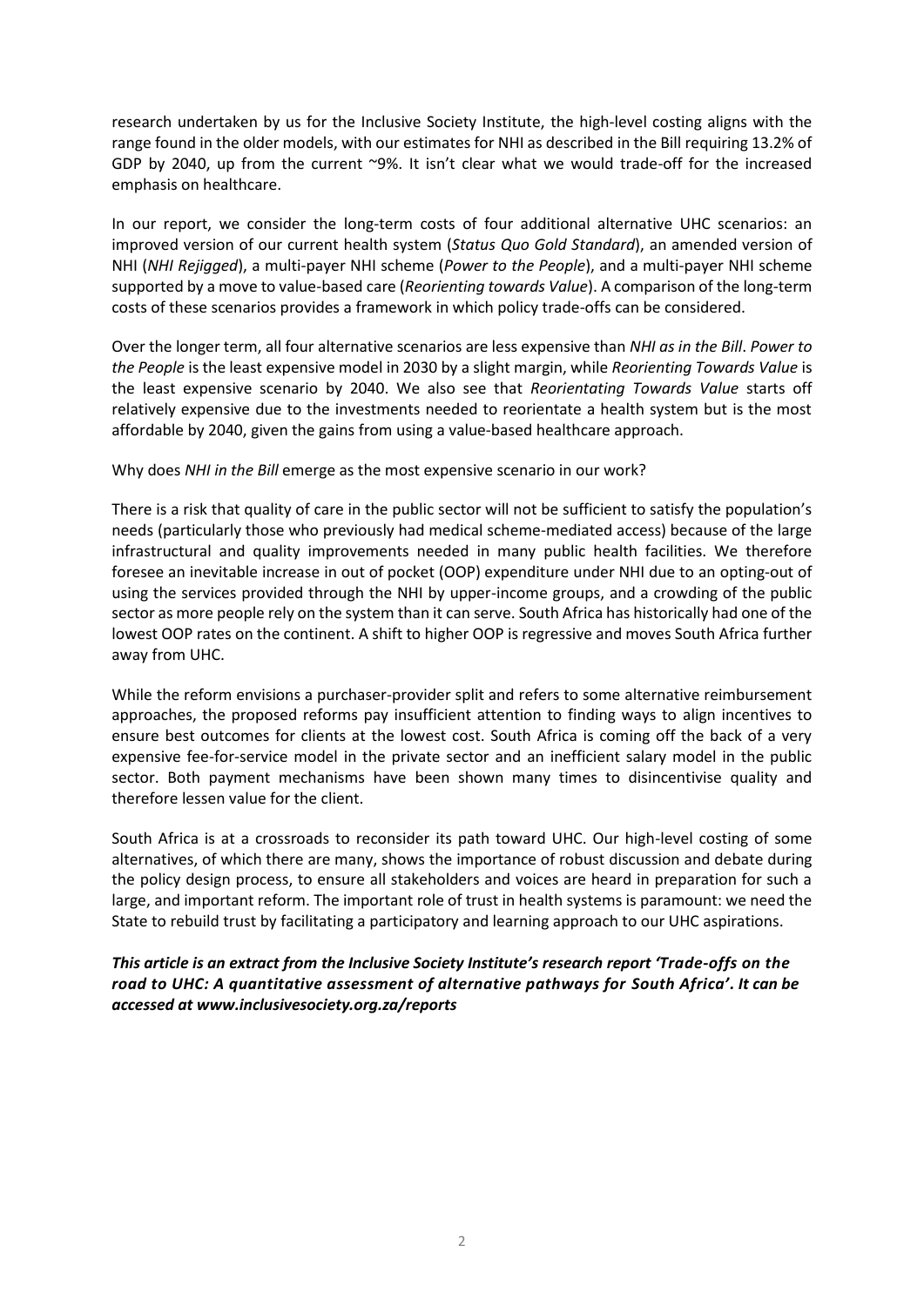research undertaken by us for the Inclusive Society Institute, the high-level costing aligns with the range found in the older models, with our estimates for NHI as described in the Bill requiring 13.2% of GDP by 2040, up from the current ~9%. It isn't clear what we would trade-off for the increased emphasis on healthcare.

In our report, we consider the long-term costs of four additional alternative UHC scenarios: an improved version of our current health system (*Status Quo Gold Standard*), an amended version of NHI (*NHI Rejigged*), a multi-payer NHI scheme (*Power to the People*), and a multi-payer NHI scheme supported by a move to value-based care (*Reorienting towards Value*). A comparison of the long-term costs of these scenarios provides a framework in which policy trade-offs can be considered.

Over the longer term, all four alternative scenarios are less expensive than *NHI as in the Bill*. *Power to the People* is the least expensive model in 2030 by a slight margin, while *Reorienting Towards Value* is the least expensive scenario by 2040. We also see that *Reorientating Towards Value* starts off relatively expensive due to the investments needed to reorientate a health system but is the most affordable by 2040, given the gains from using a value-based healthcare approach.

Why does *NHI in the Bill* emerge as the most expensive scenario in our work?

There is a risk that quality of care in the public sector will not be sufficient to satisfy the population's needs (particularly those who previously had medical scheme-mediated access) because of the large infrastructural and quality improvements needed in many public health facilities. We therefore foresee an inevitable increase in out of pocket (OOP) expenditure under NHI due to an opting-out of using the services provided through the NHI by upper-income groups, and a crowding of the public sector as more people rely on the system than it can serve. South Africa has historically had one of the lowest OOP rates on the continent. A shift to higher OOP is regressive and moves South Africa further away from UHC.

While the reform envisions a purchaser-provider split and refers to some alternative reimbursement approaches, the proposed reforms pay insufficient attention to finding ways to align incentives to ensure best outcomes for clients at the lowest cost. South Africa is coming off the back of a very expensive fee-for-service model in the private sector and an inefficient salary model in the public sector. Both payment mechanisms have been shown many times to disincentivise quality and therefore lessen value for the client.

South Africa is at a crossroads to reconsider its path toward UHC. Our high-level costing of some alternatives, of which there are many, shows the importance of robust discussion and debate during the policy design process, to ensure all stakeholders and voices are heard in preparation for such a large, and important reform. The important role of trust in health systems is paramount: we need the State to rebuild trust by facilitating a participatory and learning approach to our UHC aspirations.

***This article is an extract from the Inclusive Society Institute's research report 'Trade-offs on the road to UHC: A quantitative assessment of alternative pathways for South Africa'. It can be accessed at www.inclusivesociety.org.za/reports***